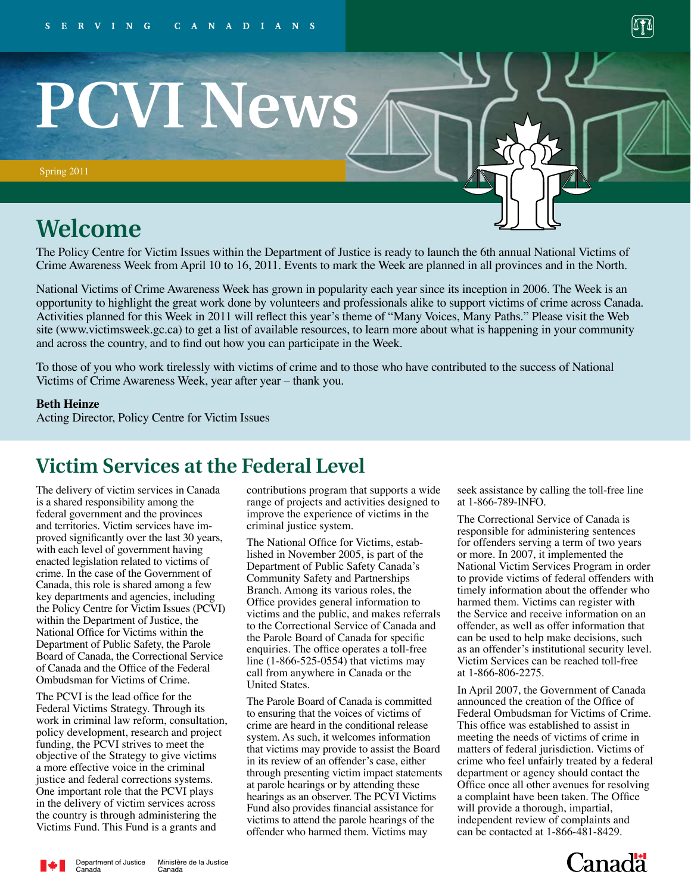SERVING CANADIANS

# PCVI News

Spring 2011

## Welcome

The Policy Centre for Victim Issues within the Department of Justice is ready to launch the 6th annual National Victims of Crime Awareness Week from April 10 to 16, 2011. Events to mark the Week are planned in all provinces and in the North.

National Victims of Crime Awareness Week has grown in popularity each year since its inception in 2006. The Week is an opportunity to highlight the great work done by volunteers and professionals alike to support victims of crime across Canada. Activities planned for this Week in 2011 will reflect this year's theme of "Many Voices, Many Paths." Please visit the Web site (www.victimsweek.gc.ca) to get a list of available resources, to learn more about what is happening in your community and across the country, and to find out how you can participate in the Week.

To those of you who work tirelessly with victims of crime and to those who have contributed to the success of National Victims of Crime Awareness Week, year after year – thank you.

**Beth Heinze**
Acting Director, Policy Centre for Victim Issues

## Victim Services at the Federal Level

The delivery of victim services in Canada is a shared responsibility among the federal government and the provinces and territories. Victim services have improved significantly over the last 30 years, with each level of government having enacted legislation related to victims of crime. In the case of the Government of Canada, this role is shared among a few key departments and agencies, including the Policy Centre for Victim Issues (PCVI) within the Department of Justice, the National Office for Victims within the Department of Public Safety, the Parole Board of Canada, the Correctional Service of Canada and the Office of the Federal Ombudsman for Victims of Crime.

The PCVI is the lead office for the Federal Victims Strategy. Through its work in criminal law reform, consultation, policy development, research and project funding, the PCVI strives to meet the objective of the Strategy to give victims a more effective voice in the criminal justice and federal corrections systems. One important role that the PCVI plays in the delivery of victim services across the country is through administering the Victims Fund. This Fund is a grants and contributions program that supports a wide range of projects and activities designed to improve the experience of victims in the criminal justice system.

The National Office for Victims, established in November 2005, is part of the Department of Public Safety Canada's Community Safety and Partnerships Branch. Among its various roles, the Office provides general information to victims and the public, and makes referrals to the Correctional Service of Canada and the Parole Board of Canada for specific enquiries. The office operates a toll-free line (1-866-525-0554) that victims may call from anywhere in Canada or the United States.

The Parole Board of Canada is committed to ensuring that the voices of victims of crime are heard in the conditional release system. As such, it welcomes information that victims may provide to assist the Board in its review of an offender's case, either through presenting victim impact statements at parole hearings or by attending these hearings as an observer. The PCVI Victims Fund also provides financial assistance for victims to attend the parole hearings of the offender who harmed them. Victims may seek assistance by calling the toll-free line at 1-866-789-INFO.

The Correctional Service of Canada is responsible for administering sentences for offenders serving a term of two years or more. In 2007, it implemented the National Victim Services Program in order to provide victims of federal offenders with timely information about the offender who harmed them. Victims can register with the Service and receive information on an offender, as well as offer information that can be used to help make decisions, such as an offender's institutional security level. Victim Services can be reached toll-free at 1-866-806-2275.

In April 2007, the Government of Canada announced the creation of the Office of Federal Ombudsman for Victims of Crime. This office was established to assist in meeting the needs of victims of crime in matters of federal jurisdiction. Victims of crime who feel unfairly treated by a federal department or agency should contact the Office once all other avenues for resolving a complaint have been taken. The Office will provide a thorough, impartial, independent review of complaints and can be contacted at 1-866-481-8429.

Department of Justice Canada | Ministère de la Justice Canada

Canada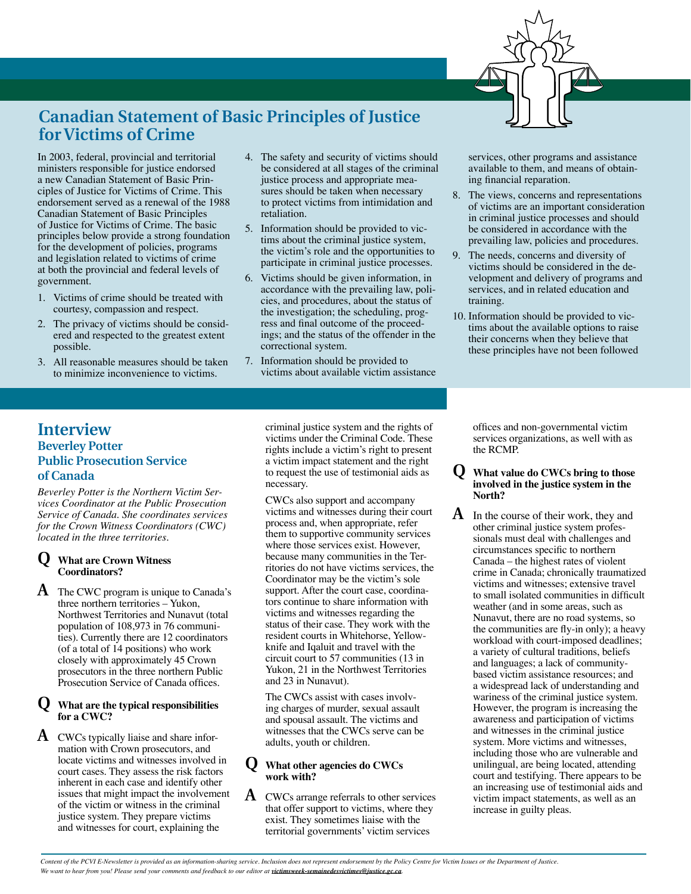## Canadian Statement of Basic Principles of Justice for Victims of Crime

In 2003, federal, provincial and territorial ministers responsible for justice endorsed a new Canadian Statement of Basic Principles of Justice for Victims of Crime. This endorsement served as a renewal of the 1988 Canadian Statement of Basic Principles of Justice for Victims of Crime. The basic principles below provide a strong foundation for the development of policies, programs and legislation related to victims of crime at both the provincial and federal levels of government.

1. Victims of crime should be treated with courtesy, compassion and respect.
2. The privacy of victims should be considered and respected to the greatest extent possible.
3. All reasonable measures should be taken to minimize inconvenience to victims.
4. The safety and security of victims should be considered at all stages of the criminal justice process and appropriate measures should be taken when necessary to protect victims from intimidation and retaliation.
5. Information should be provided to victims about the criminal justice system, the victim's role and the opportunities to participate in criminal justice processes.
6. Victims should be given information, in accordance with the prevailing law, policies, and procedures, about the status of the investigation; the scheduling, progress and final outcome of the proceedings; and the status of the offender in the correctional system.
7. Information should be provided to victims about available victim assistance services, other programs and assistance available to them, and means of obtaining financial reparation.
8. The views, concerns and representations of victims are an important consideration in criminal justice processes and should be considered in accordance with the prevailing law, policies and procedures.
9. The needs, concerns and diversity of victims should be considered in the development and delivery of programs and services, and in related education and training.
10. Information should be provided to victims about the available options to raise their concerns when they believe that these principles have not been followed

## Interview

### Beverley Potter
### Public Prosecution Service of Canada

*Beverley Potter is the Northern Victim Services Coordinator at the Public Prosecution Service of Canada. She coordinates services for the Crown Witness Coordinators (CWC) located in the three territories.*

**Q What are Crown Witness Coordinators?**

**A** The CWC program is unique to Canada's three northern territories – Yukon, Northwest Territories and Nunavut (total population of 108,973 in 76 communities). Currently there are 12 coordinators (of a total of 14 positions) who work closely with approximately 45 Crown prosecutors in the three northern Public Prosecution Service of Canada offices.

**Q What are the typical responsibilities for a CWC?**

**A** CWCs typically liaise and share information with Crown prosecutors, and locate victims and witnesses involved in court cases. They assess the risk factors inherent in each case and identify other issues that might impact the involvement of the victim or witness in the criminal justice system. They prepare victims and witnesses for court, explaining the criminal justice system and the rights of victims under the Criminal Code. These rights include a victim's right to present a victim impact statement and the right to request the use of testimonial aids as necessary.

CWCs also support and accompany victims and witnesses during their court process and, when appropriate, refer them to supportive community services where those services exist. However, because many communities in the Territories do not have victims services, the Coordinator may be the victim's sole support. After the court case, coordinators continue to share information with victims and witnesses regarding the status of their case. They work with the resident courts in Whitehorse, Yellowknife and Iqaluit and travel with the circuit court to 57 communities (13 in Yukon, 21 in the Northwest Territories and 23 in Nunavut).

The CWCs assist with cases involving charges of murder, sexual assault and spousal assault. The victims and witnesses that the CWCs serve can be adults, youth or children.

**Q What other agencies do CWCs work with?**

**A** CWCs arrange referrals to other services that offer support to victims, where they exist. They sometimes liaise with the territorial governments' victim services offices and non-governmental victim services organizations, as well with as the RCMP.

**Q What value do CWCs bring to those involved in the justice system in the North?**

**A** In the course of their work, they and other criminal justice system professionals must deal with challenges and circumstances specific to northern Canada – the highest rates of violent crime in Canada; chronically traumatized victims and witnesses; extensive travel to small isolated communities in difficult weather (and in some areas, such as Nunavut, there are no road systems, so the communities are fly-in only); a heavy workload with court-imposed deadlines; a variety of cultural traditions, beliefs and languages; a lack of community-based victim assistance resources; and a widespread lack of understanding and wariness of the criminal justice system. However, the program is increasing the awareness and participation of victims and witnesses in the criminal justice system. More victims and witnesses, including those who are vulnerable and unilingual, are being located, attending court and testifying. There appears to be an increasing use of testimonial aids and victim impact statements, as well as an increase in guilty pleas.

---

*Content of the PCVI E-Newsletter is provided as an information-sharing service. Inclusion does not represent endorsement by the Policy Centre for Victim Issues or the Department of Justice.*
*We want to hear from you! Please send your comments and feedback to our editor at* ***victimsweek-semainedesvictimes@justice.gc.ca***.